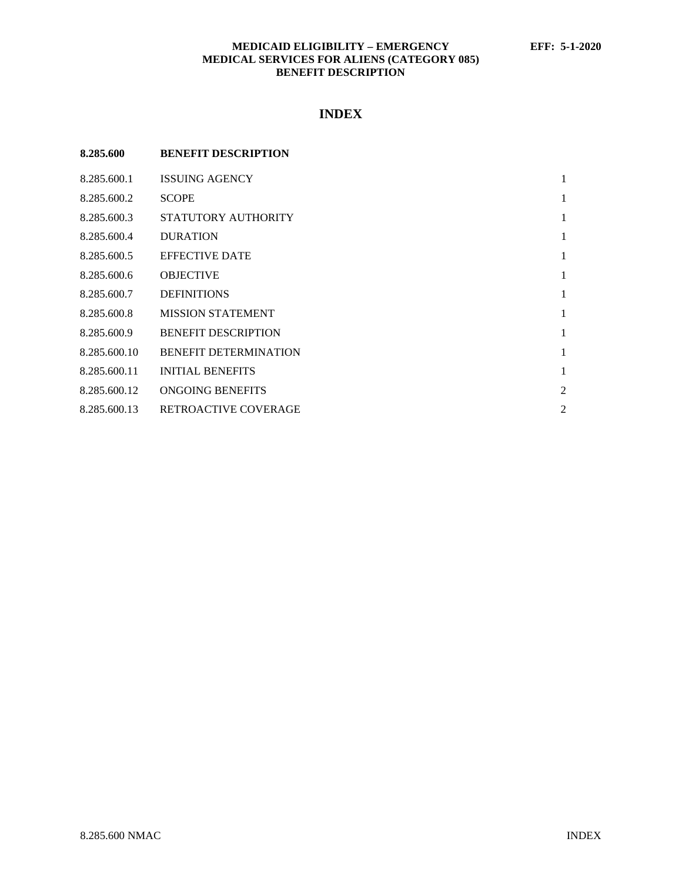**MEDICAID ELIGIBILITY – EMERGENCY MEDICAL SERVICES FOR ALIENS (CATEGORY 085) BENEFIT DESCRIPTION** **EFF: 5-1-2020**

# INDEX

| **8.285.600** | **BENEFIT DESCRIPTION** | |
|---|---|---|
| 8.285.600.1 | ISSUING AGENCY | 1 |
| 8.285.600.2 | SCOPE | 1 |
| 8.285.600.3 | STATUTORY AUTHORITY | 1 |
| 8.285.600.4 | DURATION | 1 |
| 8.285.600.5 | EFFECTIVE DATE | 1 |
| 8.285.600.6 | OBJECTIVE | 1 |
| 8.285.600.7 | DEFINITIONS | 1 |
| 8.285.600.8 | MISSION STATEMENT | 1 |
| 8.285.600.9 | BENEFIT DESCRIPTION | 1 |
| 8.285.600.10 | BENEFIT DETERMINATION | 1 |
| 8.285.600.11 | INITIAL BENEFITS | 1 |
| 8.285.600.12 | ONGOING BENEFITS | 2 |
| 8.285.600.13 | RETROACTIVE COVERAGE | 2 |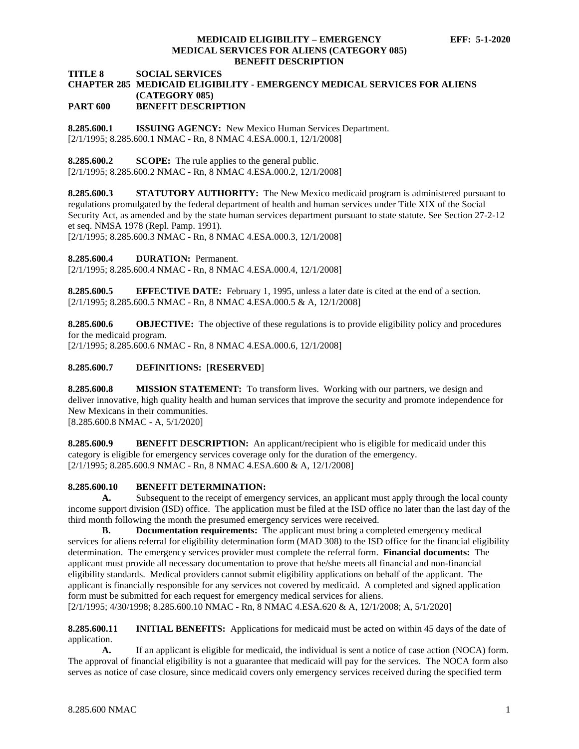**TITLE 8 SOCIAL SERVICES**
**CHAPTER 285 MEDICAID ELIGIBILITY - EMERGENCY MEDICAL SERVICES FOR ALIENS (CATEGORY 085)**
**PART 600 BENEFIT DESCRIPTION**

**8.285.600.1 ISSUING AGENCY:** New Mexico Human Services Department.
[2/1/1995; 8.285.600.1 NMAC - Rn, 8 NMAC 4.ESA.000.1, 12/1/2008]

**8.285.600.2 SCOPE:** The rule applies to the general public.
[2/1/1995; 8.285.600.2 NMAC - Rn, 8 NMAC 4.ESA.000.2, 12/1/2008]

**8.285.600.3 STATUTORY AUTHORITY:** The New Mexico medicaid program is administered pursuant to regulations promulgated by the federal department of health and human services under Title XIX of the Social Security Act, as amended and by the state human services department pursuant to state statute. See Section 27-2-12 et seq. NMSA 1978 (Repl. Pamp. 1991).
[2/1/1995; 8.285.600.3 NMAC - Rn, 8 NMAC 4.ESA.000.3, 12/1/2008]

**8.285.600.4 DURATION:** Permanent.
[2/1/1995; 8.285.600.4 NMAC - Rn, 8 NMAC 4.ESA.000.4, 12/1/2008]

**8.285.600.5 EFFECTIVE DATE:** February 1, 1995, unless a later date is cited at the end of a section.
[2/1/1995; 8.285.600.5 NMAC - Rn, 8 NMAC 4.ESA.000.5 & A, 12/1/2008]

**8.285.600.6 OBJECTIVE:** The objective of these regulations is to provide eligibility policy and procedures for the medicaid program.
[2/1/1995; 8.285.600.6 NMAC - Rn, 8 NMAC 4.ESA.000.6, 12/1/2008]

**8.285.600.7 DEFINITIONS:** [**RESERVED**]

**8.285.600.8 MISSION STATEMENT:** To transform lives. Working with our partners, we design and deliver innovative, high quality health and human services that improve the security and promote independence for New Mexicans in their communities.
[8.285.600.8 NMAC - A, 5/1/2020]

**8.285.600.9 BENEFIT DESCRIPTION:** An applicant/recipient who is eligible for medicaid under this category is eligible for emergency services coverage only for the duration of the emergency.
[2/1/1995; 8.285.600.9 NMAC - Rn, 8 NMAC 4.ESA.600 & A, 12/1/2008]

**8.285.600.10 BENEFIT DETERMINATION:**

**A.** Subsequent to the receipt of emergency services, an applicant must apply through the local county income support division (ISD) office. The application must be filed at the ISD office no later than the last day of the third month following the month the presumed emergency services were received.

**B. Documentation requirements:** The applicant must bring a completed emergency medical services for aliens referral for eligibility determination form (MAD 308) to the ISD office for the financial eligibility determination. The emergency services provider must complete the referral form. **Financial documents:** The applicant must provide all necessary documentation to prove that he/she meets all financial and non-financial eligibility standards. Medical providers cannot submit eligibility applications on behalf of the applicant. The applicant is financially responsible for any services not covered by medicaid. A completed and signed application form must be submitted for each request for emergency medical services for aliens.
[2/1/1995; 4/30/1998; 8.285.600.10 NMAC - Rn, 8 NMAC 4.ESA.620 & A, 12/1/2008; A, 5/1/2020]

**8.285.600.11 INITIAL BENEFITS:** Applications for medicaid must be acted on within 45 days of the date of application.

**A.** If an applicant is eligible for medicaid, the individual is sent a notice of case action (NOCA) form. The approval of financial eligibility is not a guarantee that medicaid will pay for the services. The NOCA form also serves as notice of case closure, since medicaid covers only emergency services received during the specified term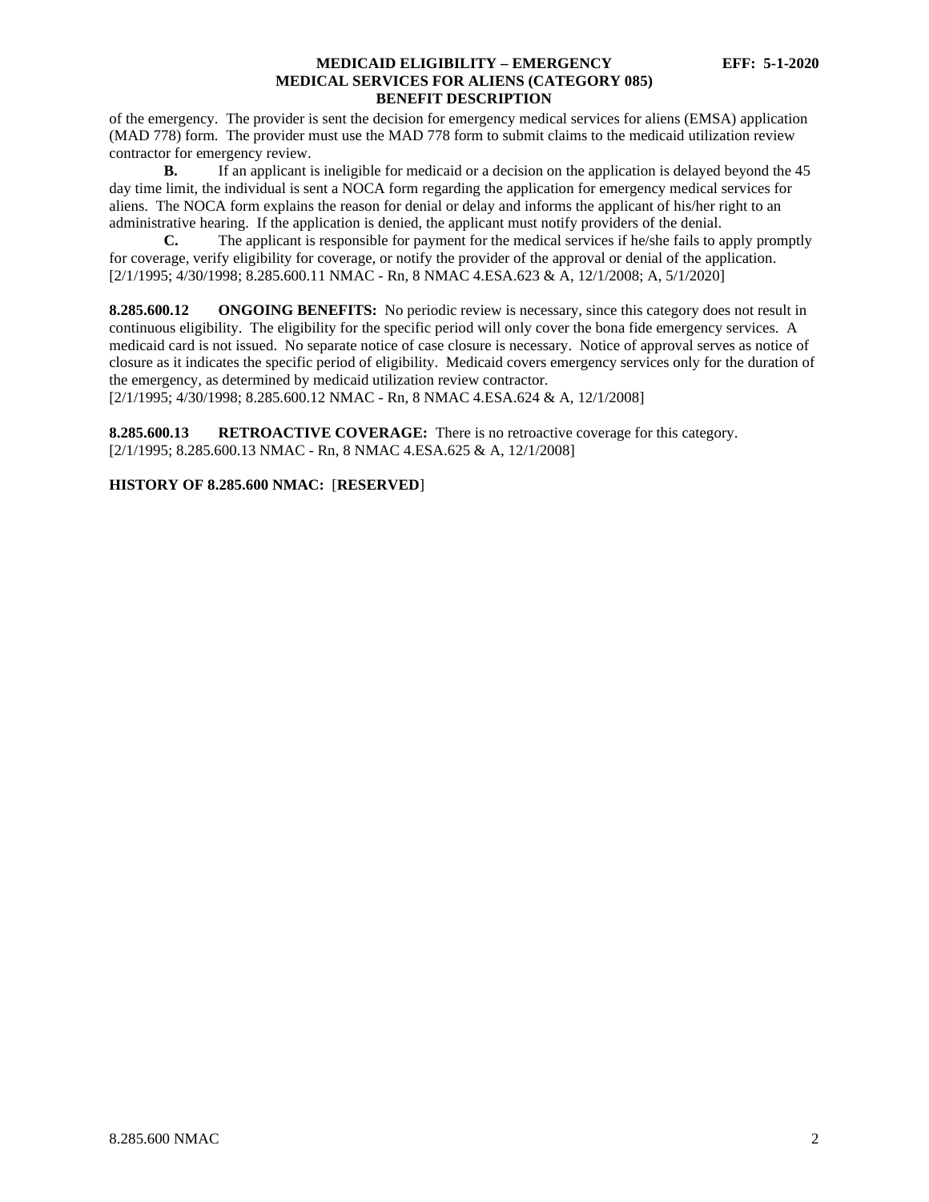of the emergency. The provider is sent the decision for emergency medical services for aliens (EMSA) application (MAD 778) form. The provider must use the MAD 778 form to submit claims to the medicaid utilization review contractor for emergency review.

**B.** If an applicant is ineligible for medicaid or a decision on the application is delayed beyond the 45 day time limit, the individual is sent a NOCA form regarding the application for emergency medical services for aliens. The NOCA form explains the reason for denial or delay and informs the applicant of his/her right to an administrative hearing. If the application is denied, the applicant must notify providers of the denial.

**C.** The applicant is responsible for payment for the medical services if he/she fails to apply promptly for coverage, verify eligibility for coverage, or notify the provider of the approval or denial of the application.
[2/1/1995; 4/30/1998; 8.285.600.11 NMAC - Rn, 8 NMAC 4.ESA.623 & A, 12/1/2008; A, 5/1/2020]

**8.285.600.12 ONGOING BENEFITS:** No periodic review is necessary, since this category does not result in continuous eligibility. The eligibility for the specific period will only cover the bona fide emergency services. A medicaid card is not issued. No separate notice of case closure is necessary. Notice of approval serves as notice of closure as it indicates the specific period of eligibility. Medicaid covers emergency services only for the duration of the emergency, as determined by medicaid utilization review contractor.
[2/1/1995; 4/30/1998; 8.285.600.12 NMAC - Rn, 8 NMAC 4.ESA.624 & A, 12/1/2008]

**8.285.600.13 RETROACTIVE COVERAGE:** There is no retroactive coverage for this category.
[2/1/1995; 8.285.600.13 NMAC - Rn, 8 NMAC 4.ESA.625 & A, 12/1/2008]

**HISTORY OF 8.285.600 NMAC:** [**RESERVED**]